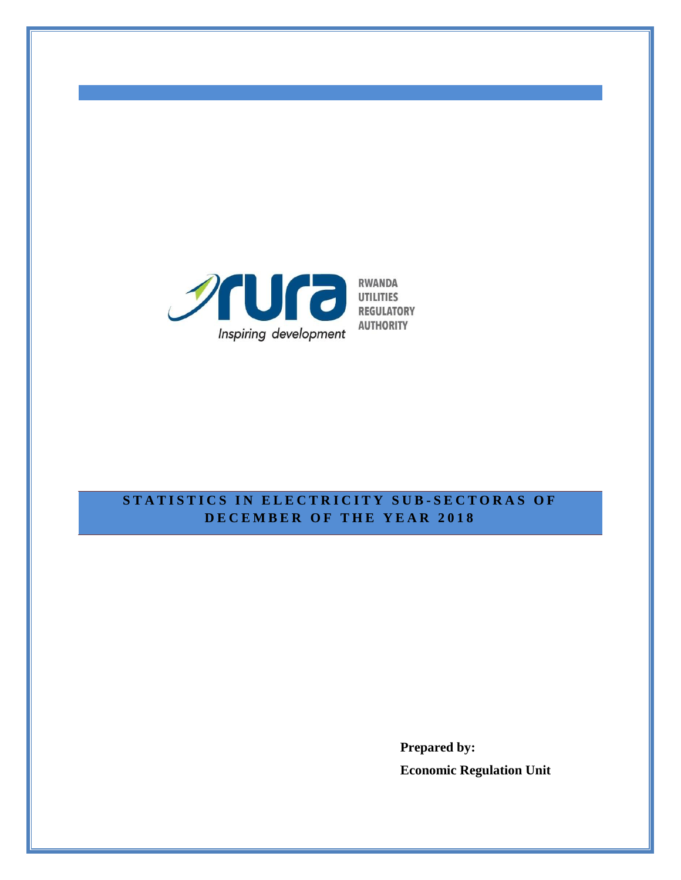RWANDA
UTILITIES
REGULATORY
AUTHORITY

*Inspiring development*

# STATISTICS IN ELECTRICITY SUB-SECTORAS OF DECEMBER OF THE YEAR 2018

**Prepared by:**

**Economic Regulation Unit**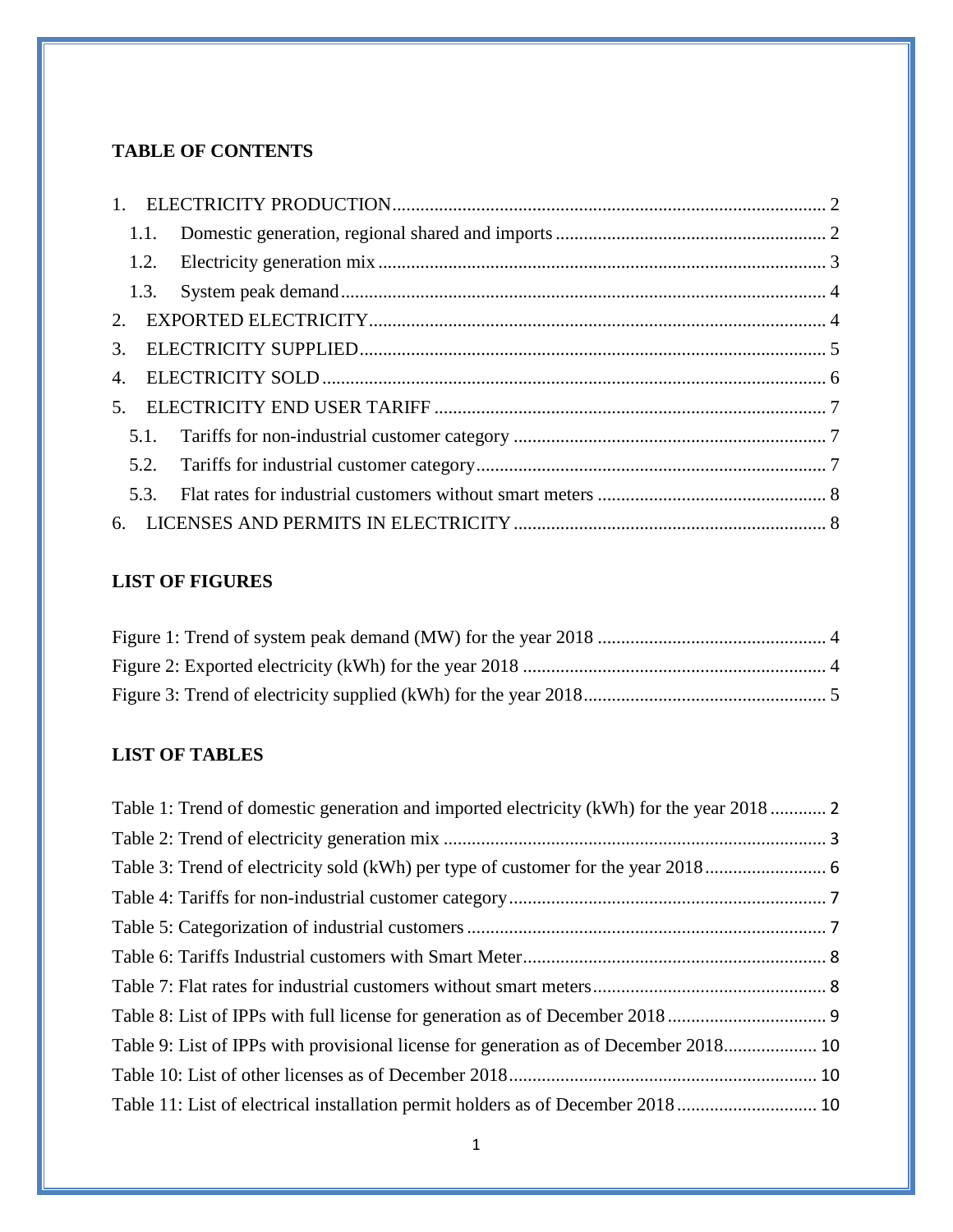**TABLE OF CONTENTS**

1. ELECTRICITY PRODUCTION ........................................................................................... 2
   1.1. Domestic generation, regional shared and imports ........................................................ 2
   1.2. Electricity generation mix .............................................................................................. 3
   1.3. System peak demand ...................................................................................................... 4
2. EXPORTED ELECTRICITY ............................................................................................... 4
3. ELECTRICITY SUPPLIED .................................................................................................. 5
4. ELECTRICITY SOLD .......................................................................................................... 6
5. ELECTRICITY END USER TARIFF .................................................................................. 7
   5.1. Tariffs for non-industrial customer category .................................................................. 7
   5.2. Tariffs for industrial customer category .......................................................................... 7
   5.3. Flat rates for industrial customers without smart meters ................................................ 8
6. LICENSES AND PERMITS IN ELECTRICITY ................................................................. 8

**LIST OF FIGURES**

Figure 1: Trend of system peak demand (MW) for the year 2018 ................................................ 4
Figure 2: Exported electricity (kWh) for the year 2018 ............................................................... 4
Figure 3: Trend of electricity supplied (kWh) for the year 2018 ................................................... 5

**LIST OF TABLES**

Table 1: Trend of domestic generation and imported electricity (kWh) for the year 2018 ........... 2
Table 2: Trend of electricity generation mix ................................................................................ 3
Table 3: Trend of electricity sold (kWh) per type of customer for the year 2018 ......................... 6
Table 4: Tariffs for non-industrial customer category .................................................................. 7
Table 5: Categorization of industrial customers ........................................................................... 7
Table 6: Tariffs Industrial customers with Smart Meter ............................................................... 8
Table 7: Flat rates for industrial customers without smart meters ................................................ 8
Table 8: List of IPPs with full license for generation as of December 2018 ................................. 9
Table 9: List of IPPs with provisional license for generation as of December 2018 .................... 10
Table 10: List of other licenses as of December 2018 ................................................................ 10
Table 11: List of electrical installation permit holders as of December 2018 .............................. 10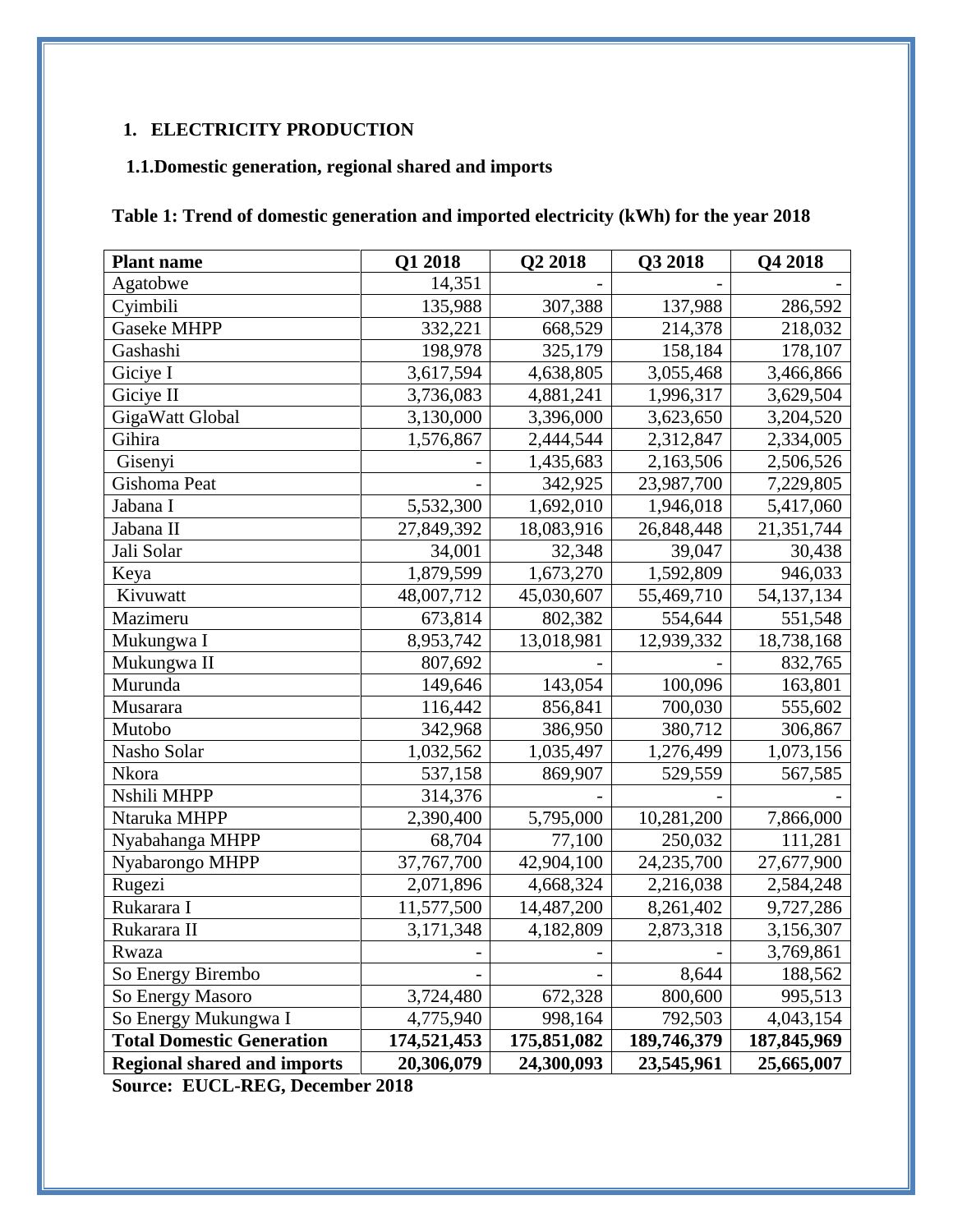## 1. ELECTRICITY PRODUCTION

### 1.1. Domestic generation, regional shared and imports

**Table 1: Trend of domestic generation and imported electricity (kWh) for the year 2018**

| Plant name | Q1 2018 | Q2 2018 | Q3 2018 | Q4 2018 |
|---|---|---|---|---|
| Agatobwe | 14,351 | - | - | - |
| Cyimbili | 135,988 | 307,388 | 137,988 | 286,592 |
| Gaseke MHPP | 332,221 | 668,529 | 214,378 | 218,032 |
| Gashashi | 198,978 | 325,179 | 158,184 | 178,107 |
| Giciye I | 3,617,594 | 4,638,805 | 3,055,468 | 3,466,866 |
| Giciye II | 3,736,083 | 4,881,241 | 1,996,317 | 3,629,504 |
| GigaWatt Global | 3,130,000 | 3,396,000 | 3,623,650 | 3,204,520 |
| Gihira | 1,576,867 | 2,444,544 | 2,312,847 | 2,334,005 |
| Gisenyi | - | 1,435,683 | 2,163,506 | 2,506,526 |
| Gishoma Peat | - | 342,925 | 23,987,700 | 7,229,805 |
| Jabana I | 5,532,300 | 1,692,010 | 1,946,018 | 5,417,060 |
| Jabana II | 27,849,392 | 18,083,916 | 26,848,448 | 21,351,744 |
| Jali Solar | 34,001 | 32,348 | 39,047 | 30,438 |
| Keya | 1,879,599 | 1,673,270 | 1,592,809 | 946,033 |
| Kivuwatt | 48,007,712 | 45,030,607 | 55,469,710 | 54,137,134 |
| Mazimeru | 673,814 | 802,382 | 554,644 | 551,548 |
| Mukungwa I | 8,953,742 | 13,018,981 | 12,939,332 | 18,738,168 |
| Mukungwa II | 807,692 | - | - | 832,765 |
| Murunda | 149,646 | 143,054 | 100,096 | 163,801 |
| Musarara | 116,442 | 856,841 | 700,030 | 555,602 |
| Mutobo | 342,968 | 386,950 | 380,712 | 306,867 |
| Nasho Solar | 1,032,562 | 1,035,497 | 1,276,499 | 1,073,156 |
| Nkora | 537,158 | 869,907 | 529,559 | 567,585 |
| Nshili MHPP | 314,376 | - | - | - |
| Ntaruka MHPP | 2,390,400 | 5,795,000 | 10,281,200 | 7,866,000 |
| Nyabahanga MHPP | 68,704 | 77,100 | 250,032 | 111,281 |
| Nyabarongo MHPP | 37,767,700 | 42,904,100 | 24,235,700 | 27,677,900 |
| Rugezi | 2,071,896 | 4,668,324 | 2,216,038 | 2,584,248 |
| Rukarara I | 11,577,500 | 14,487,200 | 8,261,402 | 9,727,286 |
| Rukarara II | 3,171,348 | 4,182,809 | 2,873,318 | 3,156,307 |
| Rwaza | - | - | - | 3,769,861 |
| So Energy Birembo | - | - | 8,644 | 188,562 |
| So Energy Masoro | 3,724,480 | 672,328 | 800,600 | 995,513 |
| So Energy Mukungwa I | 4,775,940 | 998,164 | 792,503 | 4,043,154 |
| **Total Domestic Generation** | **174,521,453** | **175,851,082** | **189,746,379** | **187,845,969** |
| **Regional shared and imports** | **20,306,079** | **24,300,093** | **23,545,961** | **25,665,007** |

**Source: EUCL-REG, December 2018**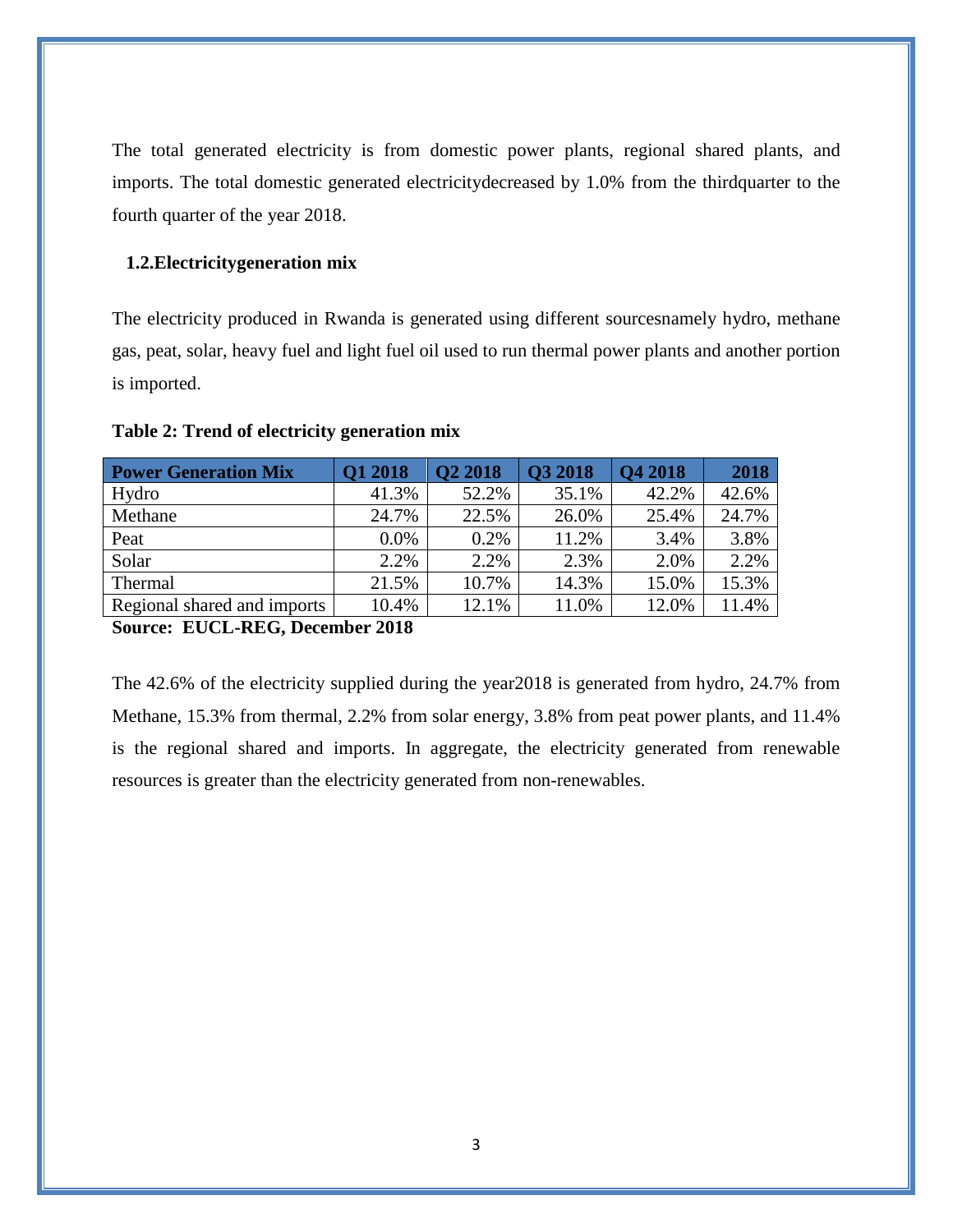The total generated electricity is from domestic power plants, regional shared plants, and imports. The total domestic generated electricitydecreased by 1.0% from the thirdquarter to the fourth quarter of the year 2018.

### 1.2.Electricitygeneration mix

The electricity produced in Rwanda is generated using different sourcesnamely hydro, methane gas, peat, solar, heavy fuel and light fuel oil used to run thermal power plants and another portion is imported.

**Table 2: Trend of electricity generation mix**

| Power Generation Mix | Q1 2018 | Q2 2018 | Q3 2018 | Q4 2018 | 2018 |
|---|---|---|---|---|---|
| Hydro | 41.3% | 52.2% | 35.1% | 42.2% | 42.6% |
| Methane | 24.7% | 22.5% | 26.0% | 25.4% | 24.7% |
| Peat | 0.0% | 0.2% | 11.2% | 3.4% | 3.8% |
| Solar | 2.2% | 2.2% | 2.3% | 2.0% | 2.2% |
| Thermal | 21.5% | 10.7% | 14.3% | 15.0% | 15.3% |
| Regional shared and imports | 10.4% | 12.1% | 11.0% | 12.0% | 11.4% |

**Source: EUCL-REG, December 2018**

The 42.6% of the electricity supplied during the year2018 is generated from hydro, 24.7% from Methane, 15.3% from thermal, 2.2% from solar energy, 3.8% from peat power plants, and 11.4% is the regional shared and imports. In aggregate, the electricity generated from renewable resources is greater than the electricity generated from non-renewables.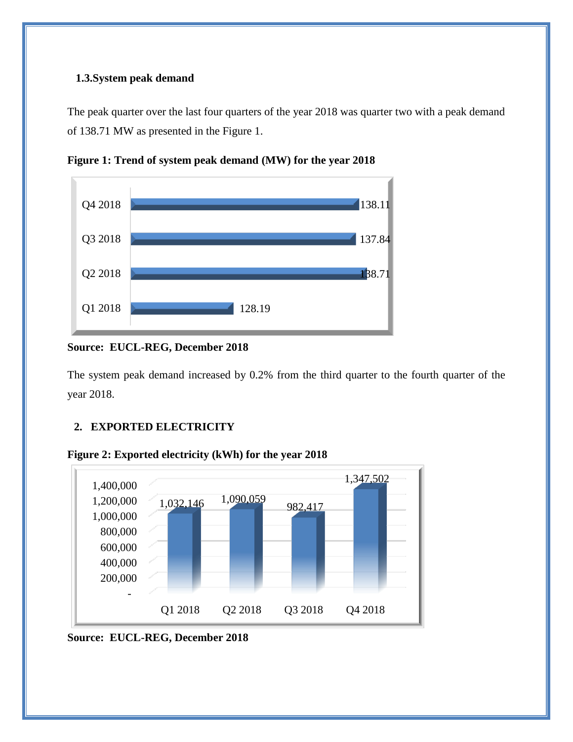### 1.3. System peak demand

The peak quarter over the last four quarters of the year 2018 was quarter two with a peak demand of 138.71 MW as presented in the Figure 1.

**Figure 1: Trend of system peak demand (MW) for the year 2018**

| Quarter | Peak demand (MW) |
|---|---|
| Q4 2018 | 138.11 |
| Q3 2018 | 137.84 |
| Q2 2018 | 138.71 |
| Q1 2018 | 128.19 |

**Source: EUCL-REG, December 2018**

The system peak demand increased by 0.2% from the third quarter to the fourth quarter of the year 2018.

## 2. EXPORTED ELECTRICITY

**Figure 2: Exported electricity (kWh) for the year 2018**

| Quarter | Exported electricity (kWh) |
|---|---|
| Q1 2018 | 1,032,146 |
| Q2 2018 | 1,090,059 |
| Q3 2018 | 982,417 |
| Q4 2018 | 1,347,502 |

**Source: EUCL-REG, December 2018**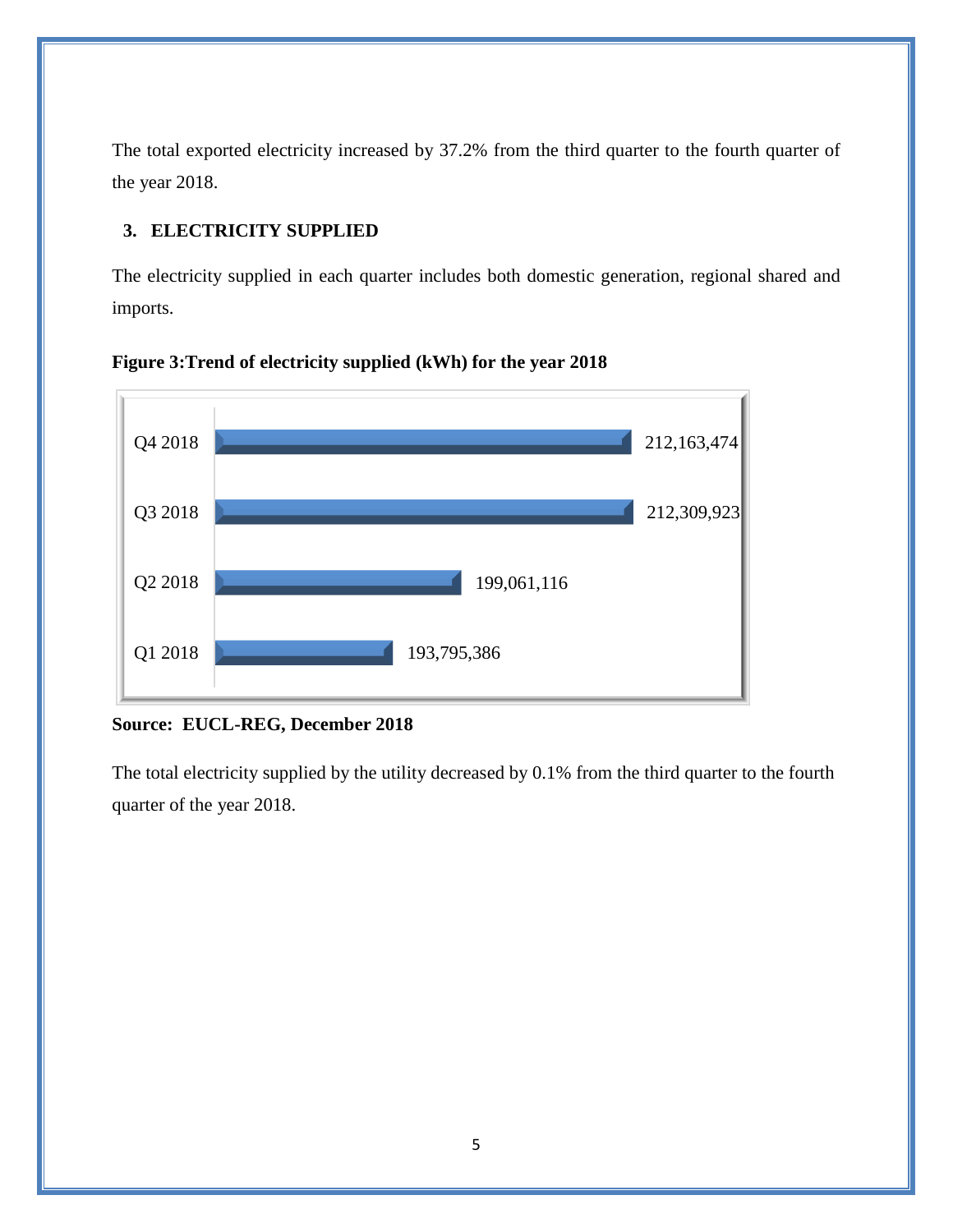The total exported electricity increased by 37.2% from the third quarter to the fourth quarter of the year 2018.

## 3. ELECTRICITY SUPPLIED

The electricity supplied in each quarter includes both domestic generation, regional shared and imports.

**Figure 3:Trend of electricity supplied (kWh) for the year 2018**

| Quarter | Electricity supplied (kWh) |
|---|---|
| Q4 2018 | 212,163,474 |
| Q3 2018 | 212,309,923 |
| Q2 2018 | 199,061,116 |
| Q1 2018 | 193,795,386 |

**Source: EUCL-REG, December 2018**

The total electricity supplied by the utility decreased by 0.1% from the third quarter to the fourth quarter of the year 2018.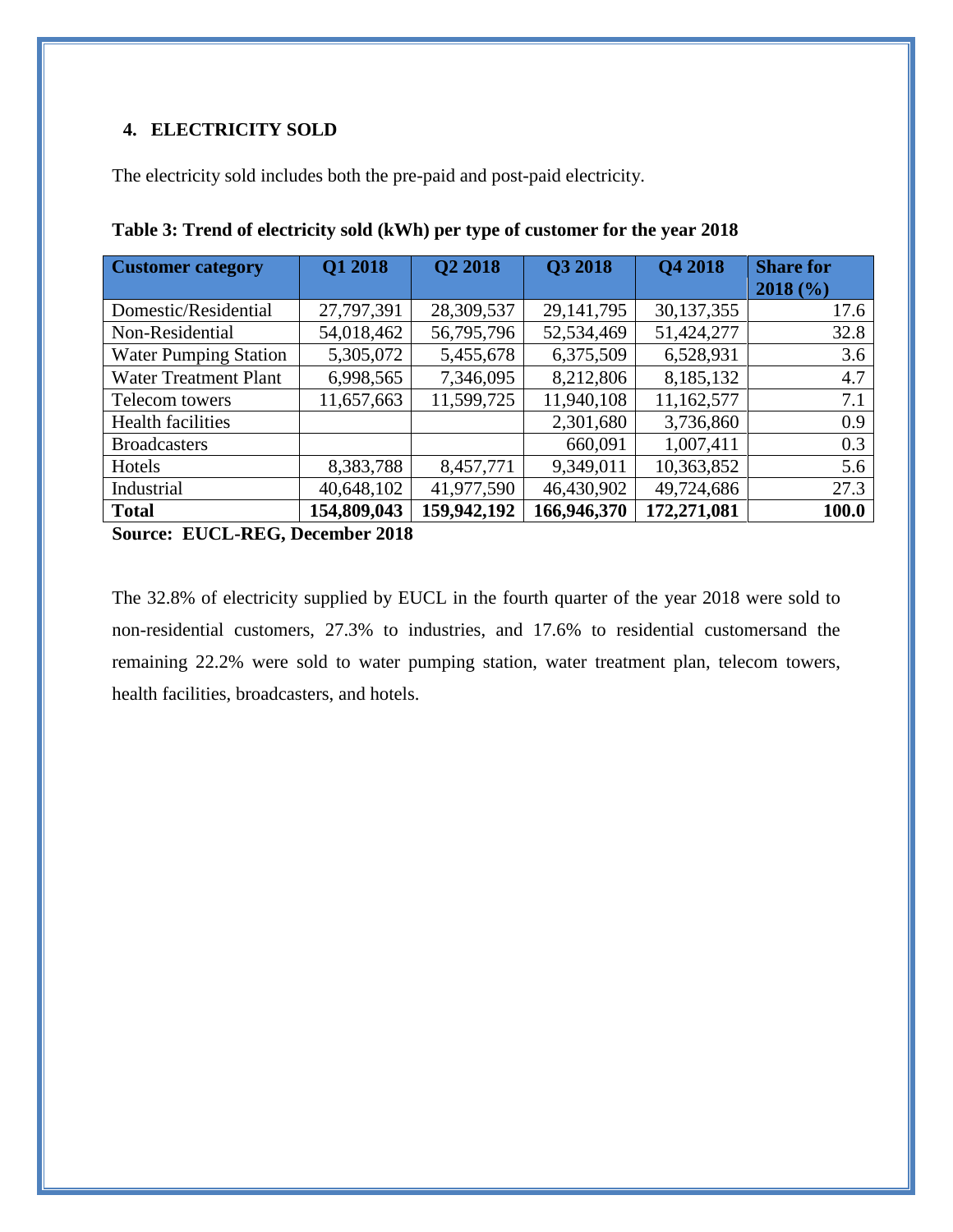## 4. ELECTRICITY SOLD

The electricity sold includes both the pre-paid and post-paid electricity.

**Table 3: Trend of electricity sold (kWh) per type of customer for the year 2018**

| Customer category | Q1 2018 | Q2 2018 | Q3 2018 | Q4 2018 | Share for 2018 (%) |
|---|---|---|---|---|---|
| Domestic/Residential | 27,797,391 | 28,309,537 | 29,141,795 | 30,137,355 | 17.6 |
| Non-Residential | 54,018,462 | 56,795,796 | 52,534,469 | 51,424,277 | 32.8 |
| Water Pumping Station | 5,305,072 | 5,455,678 | 6,375,509 | 6,528,931 | 3.6 |
| Water Treatment Plant | 6,998,565 | 7,346,095 | 8,212,806 | 8,185,132 | 4.7 |
| Telecom towers | 11,657,663 | 11,599,725 | 11,940,108 | 11,162,577 | 7.1 |
| Health facilities | | | 2,301,680 | 3,736,860 | 0.9 |
| Broadcasters | | | 660,091 | 1,007,411 | 0.3 |
| Hotels | 8,383,788 | 8,457,771 | 9,349,011 | 10,363,852 | 5.6 |
| Industrial | 40,648,102 | 41,977,590 | 46,430,902 | 49,724,686 | 27.3 |
| **Total** | **154,809,043** | **159,942,192** | **166,946,370** | **172,271,081** | **100.0** |

**Source: EUCL-REG, December 2018**

The 32.8% of electricity supplied by EUCL in the fourth quarter of the year 2018 were sold to non-residential customers, 27.3% to industries, and 17.6% to residential customersand the remaining 22.2% were sold to water pumping station, water treatment plan, telecom towers, health facilities, broadcasters, and hotels.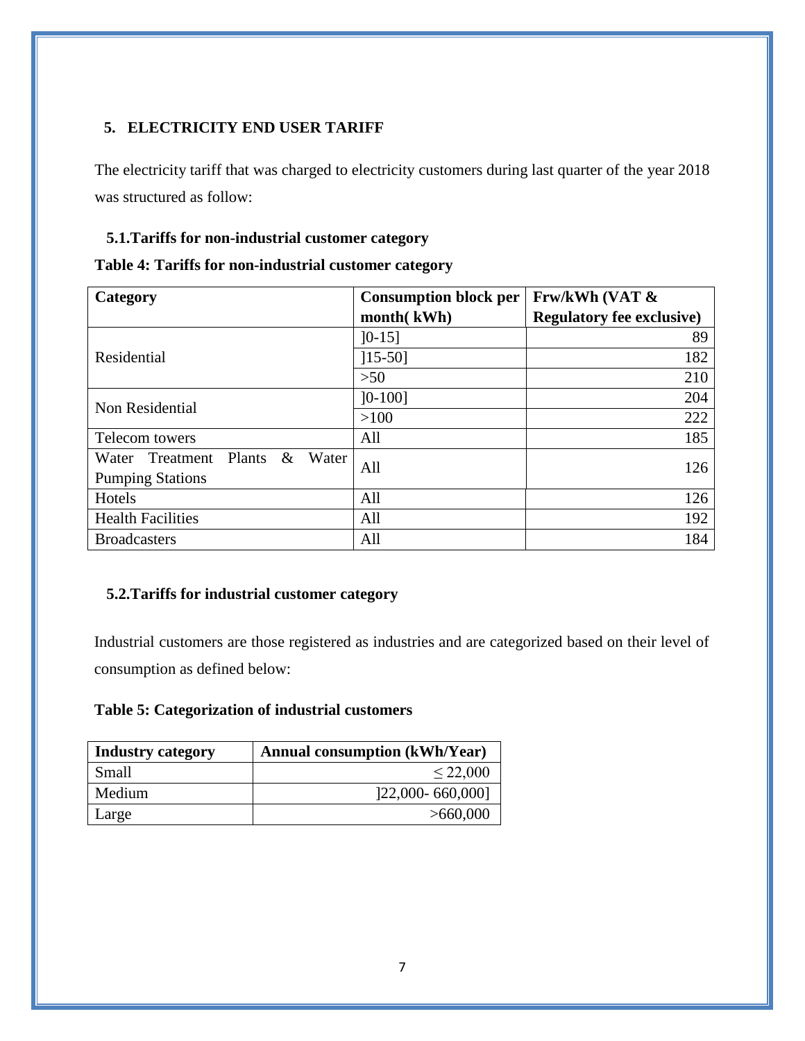## 5. ELECTRICITY END USER TARIFF

The electricity tariff that was charged to electricity customers during last quarter of the year 2018 was structured as follow:

### 5.1. Tariffs for non-industrial customer category

**Table 4: Tariffs for non-industrial customer category**

| Category | Consumption block per month( kWh) | Frw/kWh (VAT & Regulatory fee exclusive) |
|---|---|---|
| Residential | ]0-15] | 89 |
| | ]15-50] | 182 |
| | >50 | 210 |
| Non Residential | ]0-100] | 204 |
| | >100 | 222 |
| Telecom towers | All | 185 |
| Water Treatment Plants & Water Pumping Stations | All | 126 |
| Hotels | All | 126 |
| Health Facilities | All | 192 |
| Broadcasters | All | 184 |

### 5.2. Tariffs for industrial customer category

Industrial customers are those registered as industries and are categorized based on their level of consumption as defined below:

**Table 5: Categorization of industrial customers**

| Industry category | Annual consumption (kWh/Year) |
|---|---|
| Small | ≤ 22,000 |
| Medium | ]22,000- 660,000] |
| Large | >660,000 |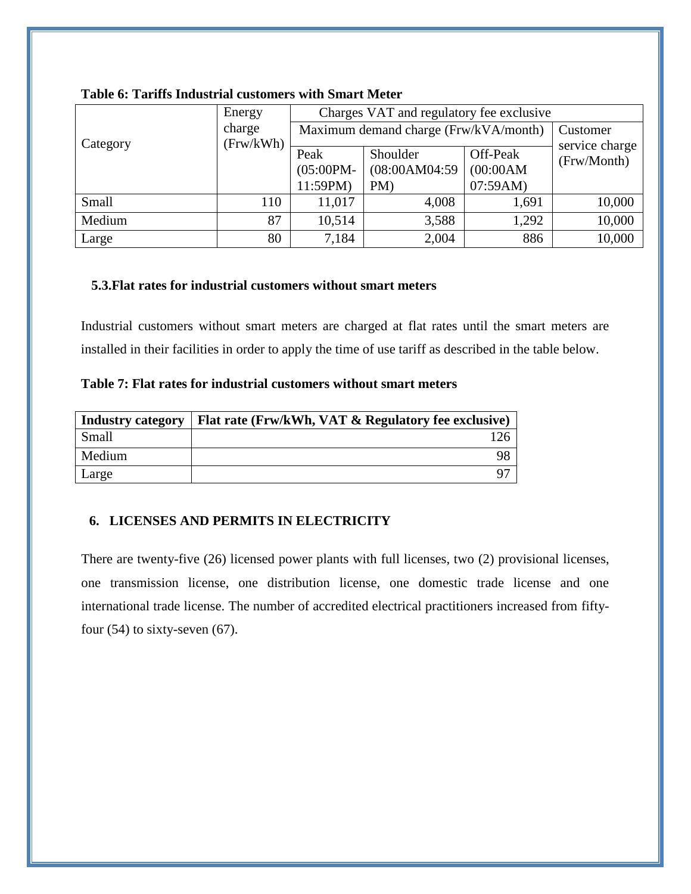**Table 6: Tariffs Industrial customers with Smart Meter**

| Category | Energy charge (Frw/kWh) | Charges VAT and regulatory fee exclusive | | | |
|---|---|---|---|---|---|
| | | Maximum demand charge (Frw/kVA/month) | | | Customer service charge (Frw/Month) |
| | | Peak (05:00PM-11:59PM) | Shoulder (08:00AM04:59 PM) | Off-Peak (00:00AM 07:59AM) | |
| Small | 110 | 11,017 | 4,008 | 1,691 | 10,000 |
| Medium | 87 | 10,514 | 3,588 | 1,292 | 10,000 |
| Large | 80 | 7,184 | 2,004 | 886 | 10,000 |

### 5.3. Flat rates for industrial customers without smart meters

Industrial customers without smart meters are charged at flat rates until the smart meters are installed in their facilities in order to apply the time of use tariff as described in the table below.

**Table 7: Flat rates for industrial customers without smart meters**

| Industry category | Flat rate (Frw/kWh, VAT & Regulatory fee exclusive) |
|---|---|
| Small | 126 |
| Medium | 98 |
| Large | 97 |

## 6. LICENSES AND PERMITS IN ELECTRICITY

There are twenty-five (26) licensed power plants with full licenses, two (2) provisional licenses, one transmission license, one distribution license, one domestic trade license and one international trade license. The number of accredited electrical practitioners increased from fifty-four (54) to sixty-seven (67).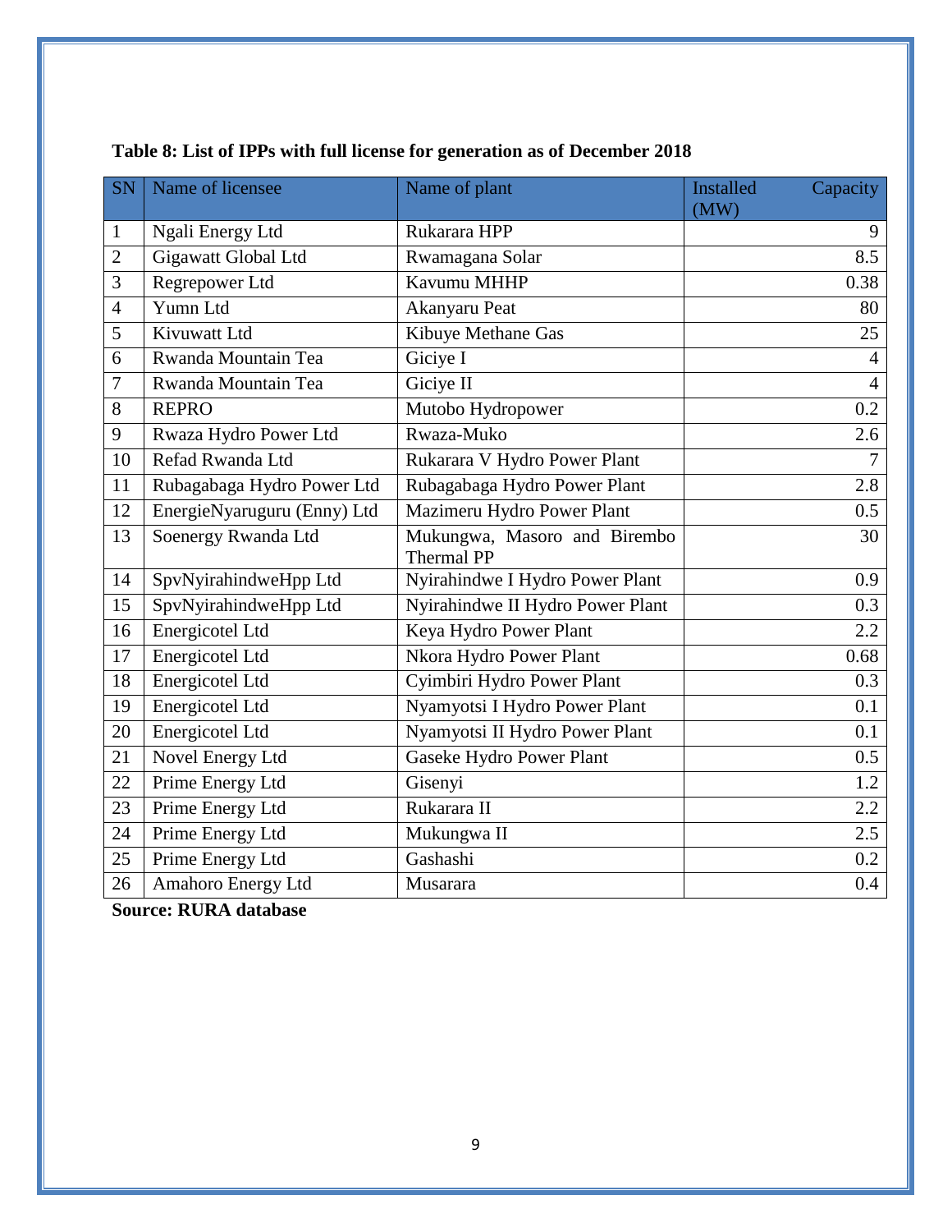**Table 8: List of IPPs with full license for generation as of December 2018**

| SN | Name of licensee | Name of plant | Installed Capacity (MW) |
|---|---|---|---|
| 1 | Ngali Energy Ltd | Rukarara HPP | 9 |
| 2 | Gigawatt Global Ltd | Rwamagana Solar | 8.5 |
| 3 | Regrepower Ltd | Kavumu MHHP | 0.38 |
| 4 | Yumn Ltd | Akanyaru Peat | 80 |
| 5 | Kivuwatt Ltd | Kibuye Methane Gas | 25 |
| 6 | Rwanda Mountain Tea | Giciye I | 4 |
| 7 | Rwanda Mountain Tea | Giciye II | 4 |
| 8 | REPRO | Mutobo Hydropower | 0.2 |
| 9 | Rwaza Hydro Power Ltd | Rwaza-Muko | 2.6 |
| 10 | Refad Rwanda Ltd | Rukarara V Hydro Power Plant | 7 |
| 11 | Rubagabaga Hydro Power Ltd | Rubagabaga Hydro Power Plant | 2.8 |
| 12 | EnergieNyaruguru (Enny) Ltd | Mazimeru Hydro Power Plant | 0.5 |
| 13 | Soenergy Rwanda Ltd | Mukungwa, Masoro and Birembo Thermal PP | 30 |
| 14 | SpvNyirahindweHpp Ltd | Nyirahindwe I Hydro Power Plant | 0.9 |
| 15 | SpvNyirahindweHpp Ltd | Nyirahindwe II Hydro Power Plant | 0.3 |
| 16 | Energicotel Ltd | Keya Hydro Power Plant | 2.2 |
| 17 | Energicotel Ltd | Nkora Hydro Power Plant | 0.68 |
| 18 | Energicotel Ltd | Cyimbiri Hydro Power Plant | 0.3 |
| 19 | Energicotel Ltd | Nyamyotsi I Hydro Power Plant | 0.1 |
| 20 | Energicotel Ltd | Nyamyotsi II Hydro Power Plant | 0.1 |
| 21 | Novel Energy Ltd | Gaseke Hydro Power Plant | 0.5 |
| 22 | Prime Energy Ltd | Gisenyi | 1.2 |
| 23 | Prime Energy Ltd | Rukarara II | 2.2 |
| 24 | Prime Energy Ltd | Mukungwa II | 2.5 |
| 25 | Prime Energy Ltd | Gashashi | 0.2 |
| 26 | Amahoro Energy Ltd | Musarara | 0.4 |

**Source: RURA database**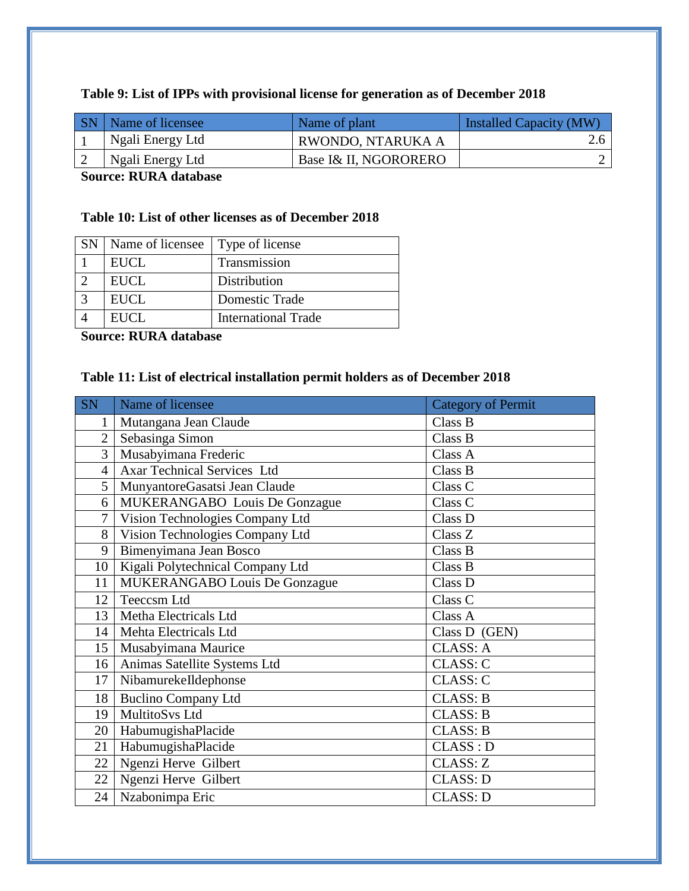**Table 9: List of IPPs with provisional license for generation as of December 2018**

| SN | Name of licensee | Name of plant | Installed Capacity (MW) |
|---|---|---|---|
| 1 | Ngali Energy Ltd | RWONDO, NTARUKA A | 2.6 |
| 2 | Ngali Energy Ltd | Base I& II, NGORORERO | 2 |

**Source: RURA database**

**Table 10: List of other licenses as of December 2018**

| SN | Name of licensee | Type of license |
|---|---|---|
| 1 | EUCL | Transmission |
| 2 | EUCL | Distribution |
| 3 | EUCL | Domestic Trade |
| 4 | EUCL | International Trade |

**Source: RURA database**

**Table 11: List of electrical installation permit holders as of December 2018**

| SN | Name of licensee | Category of Permit |
|---|---|---|
| 1 | Mutangana Jean Claude | Class B |
| 2 | Sebasinga Simon | Class B |
| 3 | Musabyimana Frederic | Class A |
| 4 | Axar Technical Services Ltd | Class B |
| 5 | MunyantoreGasatsi Jean Claude | Class C |
| 6 | MUKERANGABO Louis De Gonzague | Class C |
| 7 | Vision Technologies Company Ltd | Class D |
| 8 | Vision Technologies Company Ltd | Class Z |
| 9 | Bimenyimana Jean Bosco | Class B |
| 10 | Kigali Polytechnical Company Ltd | Class B |
| 11 | MUKERANGABO Louis De Gonzague | Class D |
| 12 | Teeccsm Ltd | Class C |
| 13 | Metha Electricals Ltd | Class A |
| 14 | Mehta Electricals Ltd | Class D (GEN) |
| 15 | Musabyimana Maurice | CLASS: A |
| 16 | Animas Satellite Systems Ltd | CLASS: C |
| 17 | NibamurekeIldephonse | CLASS: C |
| 18 | Buclino Company Ltd | CLASS: B |
| 19 | MultitoSvs Ltd | CLASS: B |
| 20 | HabumugishaPlacide | CLASS: B |
| 21 | HabumugishaPlacide | CLASS : D |
| 22 | Ngenzi Herve Gilbert | CLASS: Z |
| 22 | Ngenzi Herve Gilbert | CLASS: D |
| 24 | Nzabonimpa Eric | CLASS: D |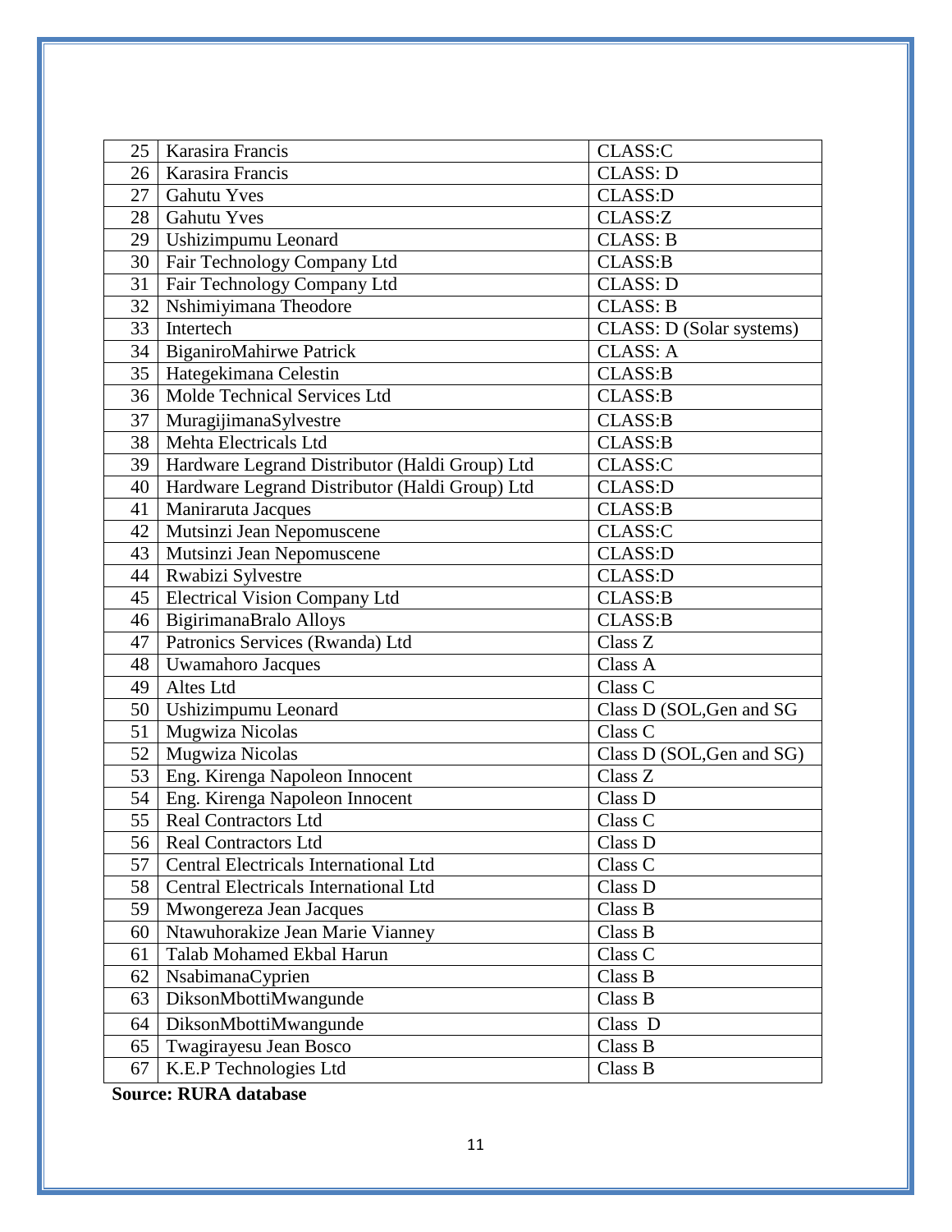| 25 | Karasira Francis | CLASS:C |
|---|---|---|
| 26 | Karasira Francis | CLASS: D |
| 27 | Gahutu Yves | CLASS:D |
| 28 | Gahutu Yves | CLASS:Z |
| 29 | Ushizimpumu Leonard | CLASS: B |
| 30 | Fair Technology Company Ltd | CLASS:B |
| 31 | Fair Technology Company Ltd | CLASS: D |
| 32 | Nshimiyimana Theodore | CLASS: B |
| 33 | Intertech | CLASS: D (Solar systems) |
| 34 | BiganiroMahirwe Patrick | CLASS: A |
| 35 | Hategekimana Celestin | CLASS:B |
| 36 | Molde Technical Services Ltd | CLASS:B |
| 37 | MuragijimanaSylvestre | CLASS:B |
| 38 | Mehta Electricals Ltd | CLASS:B |
| 39 | Hardware Legrand Distributor (Haldi Group) Ltd | CLASS:C |
| 40 | Hardware Legrand Distributor (Haldi Group) Ltd | CLASS:D |
| 41 | Maniraruta Jacques | CLASS:B |
| 42 | Mutsinzi Jean Nepomuscene | CLASS:C |
| 43 | Mutsinzi Jean Nepomuscene | CLASS:D |
| 44 | Rwabizi Sylvestre | CLASS:D |
| 45 | Electrical Vision Company Ltd | CLASS:B |
| 46 | BigirimanaBralo Alloys | CLASS:B |
| 47 | Patronics Services (Rwanda) Ltd | Class Z |
| 48 | Uwamahoro Jacques | Class A |
| 49 | Altes Ltd | Class C |
| 50 | Ushizimpumu Leonard | Class D (SOL,Gen and SG |
| 51 | Mugwiza Nicolas | Class C |
| 52 | Mugwiza Nicolas | Class D (SOL,Gen and SG) |
| 53 | Eng. Kirenga Napoleon Innocent | Class Z |
| 54 | Eng. Kirenga Napoleon Innocent | Class D |
| 55 | Real Contractors Ltd | Class C |
| 56 | Real Contractors Ltd | Class D |
| 57 | Central Electricals International Ltd | Class C |
| 58 | Central Electricals International Ltd | Class D |
| 59 | Mwongereza Jean Jacques | Class B |
| 60 | Ntawuhorakize Jean Marie Vianney | Class B |
| 61 | Talab Mohamed Ekbal Harun | Class C |
| 62 | NsabimanaCyprien | Class B |
| 63 | DiksonMbottiMwangunde | Class B |
| 64 | DiksonMbottiMwangunde | Class D |
| 65 | Twagirayesu Jean Bosco | Class B |
| 67 | K.E.P Technologies Ltd | Class B |

**Source: RURA database**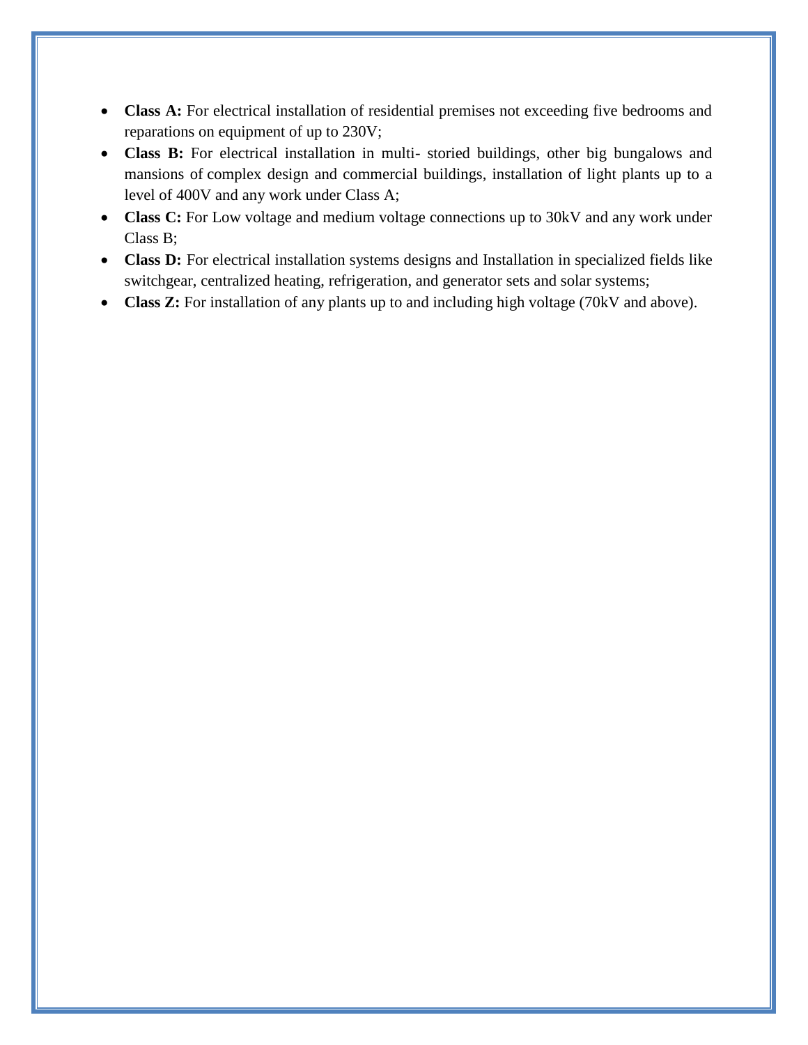- **Class A:** For electrical installation of residential premises not exceeding five bedrooms and reparations on equipment of up to 230V;
- **Class B:** For electrical installation in multi- storied buildings, other big bungalows and mansions of complex design and commercial buildings, installation of light plants up to a level of 400V and any work under Class A;
- **Class C:** For Low voltage and medium voltage connections up to 30kV and any work under Class B;
- **Class D:** For electrical installation systems designs and Installation in specialized fields like switchgear, centralized heating, refrigeration, and generator sets and solar systems;
- **Class Z:** For installation of any plants up to and including high voltage (70kV and above).